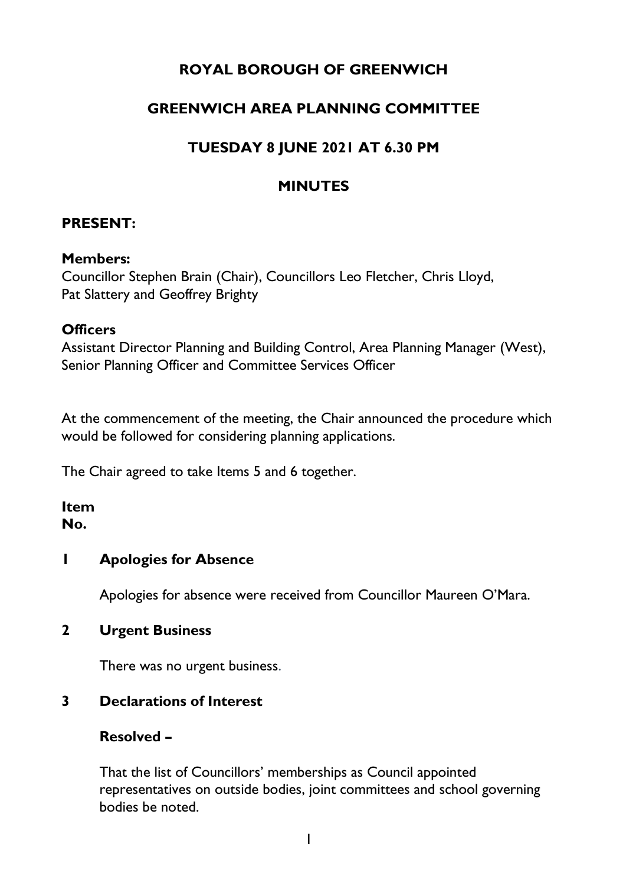# ROYAL BOROUGH OF GREENWICH

## GREENWICH AREA PLANNING COMMITTEE

## TUESDAY 8 JUNE 2021 AT 6.30 PM

## MINUTES

### PRESENT:

**Members:**
Councillor Stephen Brain (Chair), Councillors Leo Fletcher, Chris Lloyd, Pat Slattery and Geoffrey Brighty

**Officers**
Assistant Director Planning and Building Control, Area Planning Manager (West), Senior Planning Officer and Committee Services Officer

At the commencement of the meeting, the Chair announced the procedure which would be followed for considering planning applications.

The Chair agreed to take Items 5 and 6 together.

**Item No.**

**1 Apologies for Absence**

Apologies for absence were received from Councillor Maureen O'Mara.

**2 Urgent Business**

There was no urgent business.

**3 Declarations of Interest**

**Resolved –**

That the list of Councillors' memberships as Council appointed representatives on outside bodies, joint committees and school governing bodies be noted.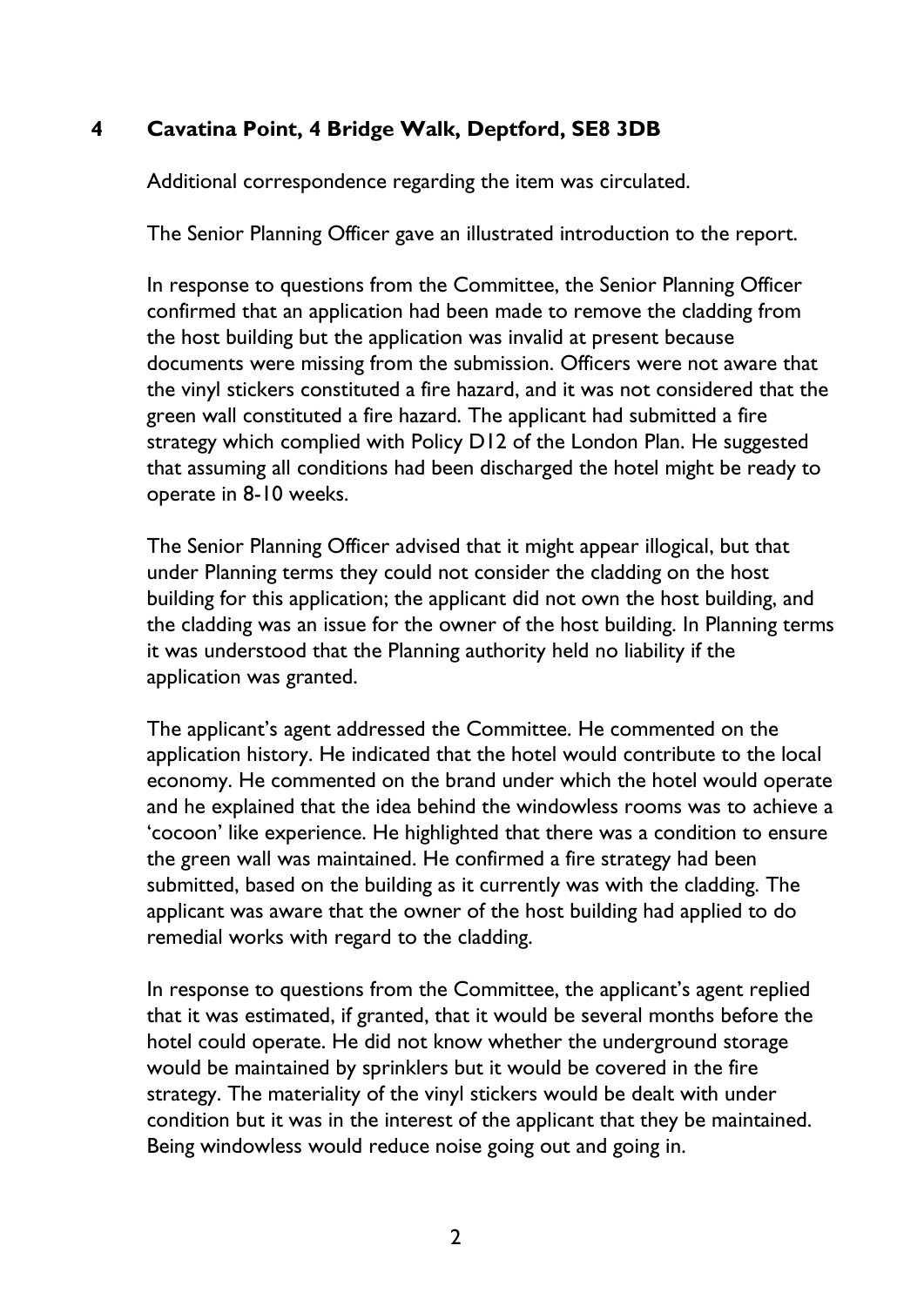## 4 Cavatina Point, 4 Bridge Walk, Deptford, SE8 3DB

Additional correspondence regarding the item was circulated.

The Senior Planning Officer gave an illustrated introduction to the report.

In response to questions from the Committee, the Senior Planning Officer confirmed that an application had been made to remove the cladding from the host building but the application was invalid at present because documents were missing from the submission. Officers were not aware that the vinyl stickers constituted a fire hazard, and it was not considered that the green wall constituted a fire hazard. The applicant had submitted a fire strategy which complied with Policy D12 of the London Plan. He suggested that assuming all conditions had been discharged the hotel might be ready to operate in 8-10 weeks.

The Senior Planning Officer advised that it might appear illogical, but that under Planning terms they could not consider the cladding on the host building for this application; the applicant did not own the host building, and the cladding was an issue for the owner of the host building. In Planning terms it was understood that the Planning authority held no liability if the application was granted.

The applicant's agent addressed the Committee. He commented on the application history. He indicated that the hotel would contribute to the local economy. He commented on the brand under which the hotel would operate and he explained that the idea behind the windowless rooms was to achieve a 'cocoon' like experience. He highlighted that there was a condition to ensure the green wall was maintained. He confirmed a fire strategy had been submitted, based on the building as it currently was with the cladding. The applicant was aware that the owner of the host building had applied to do remedial works with regard to the cladding.

In response to questions from the Committee, the applicant's agent replied that it was estimated, if granted, that it would be several months before the hotel could operate. He did not know whether the underground storage would be maintained by sprinklers but it would be covered in the fire strategy. The materiality of the vinyl stickers would be dealt with under condition but it was in the interest of the applicant that they be maintained. Being windowless would reduce noise going out and going in.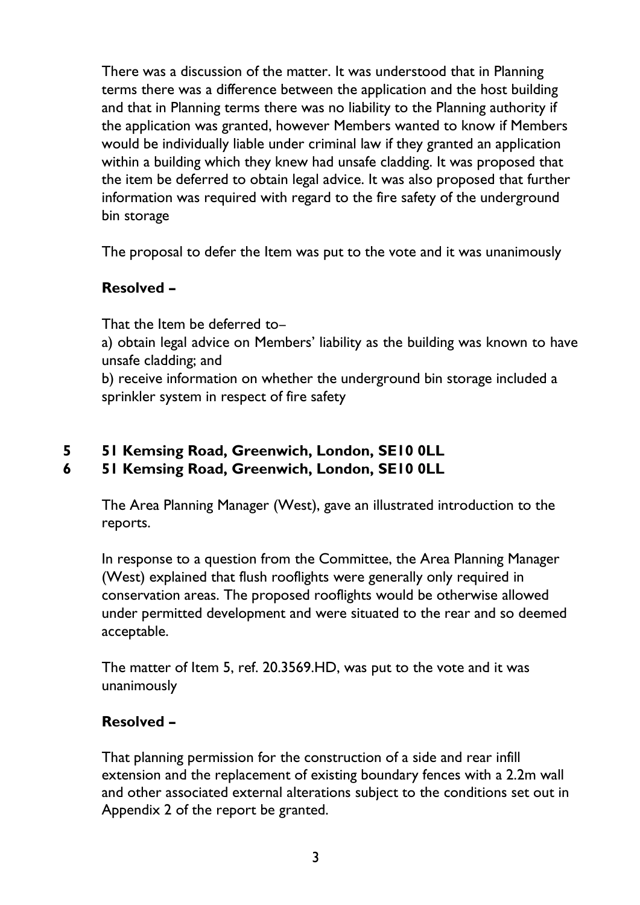There was a discussion of the matter. It was understood that in Planning terms there was a difference between the application and the host building and that in Planning terms there was no liability to the Planning authority if the application was granted, however Members wanted to know if Members would be individually liable under criminal law if they granted an application within a building which they knew had unsafe cladding. It was proposed that the item be deferred to obtain legal advice. It was also proposed that further information was required with regard to the fire safety of the underground bin storage

The proposal to defer the Item was put to the vote and it was unanimously

**Resolved –**

That the Item be deferred to–

a) obtain legal advice on Members' liability as the building was known to have unsafe cladding; and

b) receive information on whether the underground bin storage included a sprinkler system in respect of fire safety

## 5 51 Kemsing Road, Greenwich, London, SE10 0LL

## 6 51 Kemsing Road, Greenwich, London, SE10 0LL

The Area Planning Manager (West), gave an illustrated introduction to the reports.

In response to a question from the Committee, the Area Planning Manager (West) explained that flush rooflights were generally only required in conservation areas. The proposed rooflights would be otherwise allowed under permitted development and were situated to the rear and so deemed acceptable.

The matter of Item 5, ref. 20.3569.HD, was put to the vote and it was unanimously

**Resolved –**

That planning permission for the construction of a side and rear infill extension and the replacement of existing boundary fences with a 2.2m wall and other associated external alterations subject to the conditions set out in Appendix 2 of the report be granted.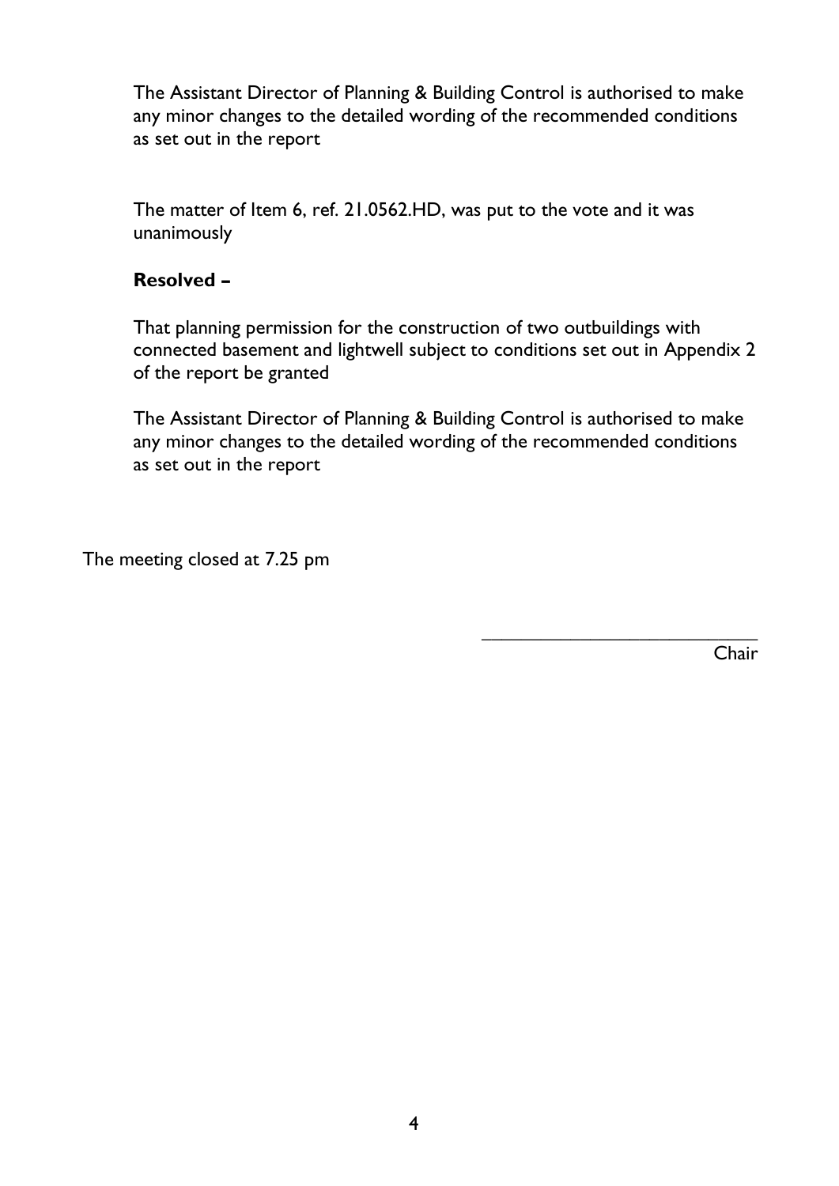The Assistant Director of Planning & Building Control is authorised to make any minor changes to the detailed wording of the recommended conditions as set out in the report

The matter of Item 6, ref. 21.0562.HD, was put to the vote and it was unanimously

**Resolved –**

That planning permission for the construction of two outbuildings with connected basement and lightwell subject to conditions set out in Appendix 2 of the report be granted

The Assistant Director of Planning & Building Control is authorised to make any minor changes to the detailed wording of the recommended conditions as set out in the report

The meeting closed at 7.25 pm

___________________________
Chair